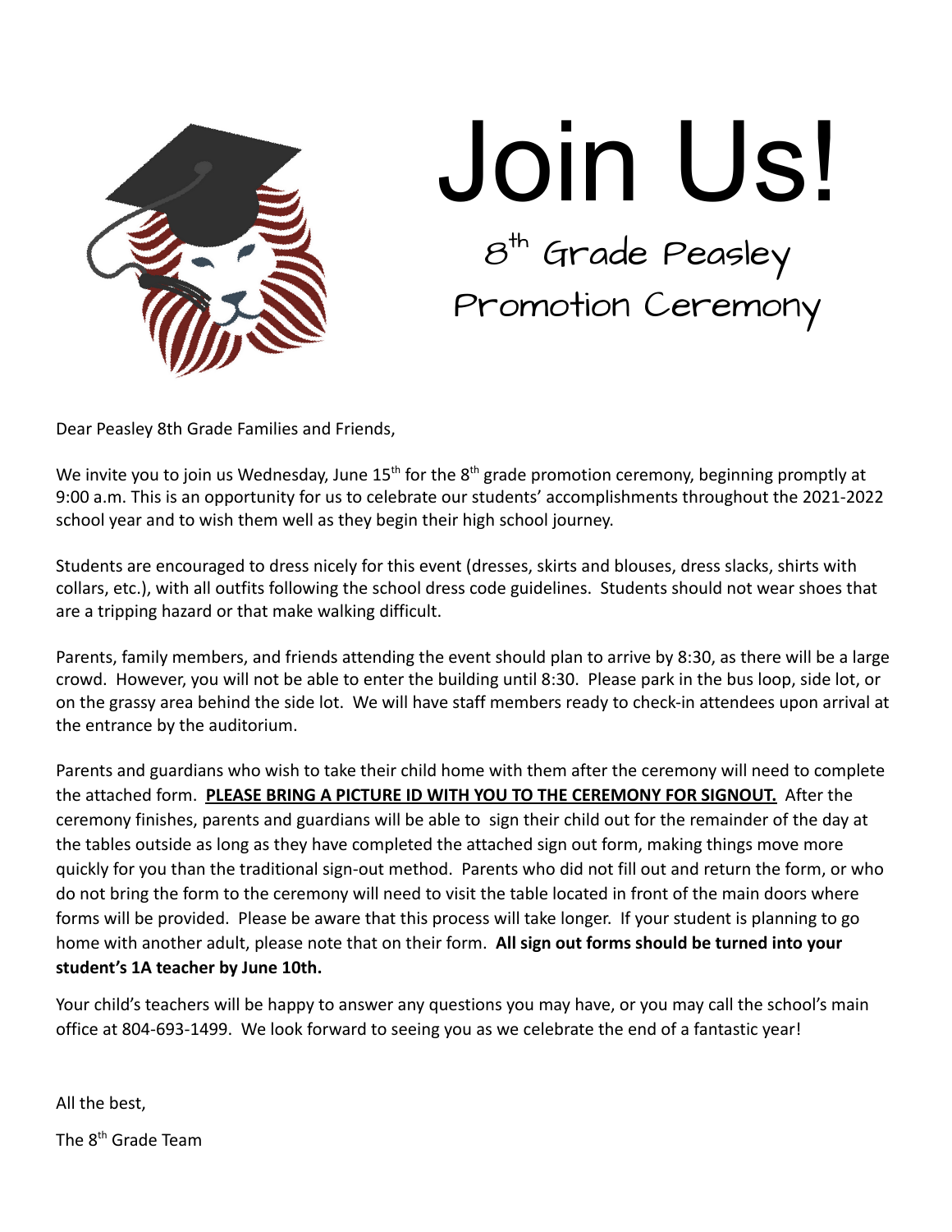# Join Us!

## 8th Grade Peasley Promotion Ceremony

Dear Peasley 8th Grade Families and Friends,

We invite you to join us Wednesday, June 15th for the 8th grade promotion ceremony, beginning promptly at 9:00 a.m. This is an opportunity for us to celebrate our students' accomplishments throughout the 2021-2022 school year and to wish them well as they begin their high school journey.

Students are encouraged to dress nicely for this event (dresses, skirts and blouses, dress slacks, shirts with collars, etc.), with all outfits following the school dress code guidelines. Students should not wear shoes that are a tripping hazard or that make walking difficult.

Parents, family members, and friends attending the event should plan to arrive by 8:30, as there will be a large crowd. However, you will not be able to enter the building until 8:30. Please park in the bus loop, side lot, or on the grassy area behind the side lot. We will have staff members ready to check-in attendees upon arrival at the entrance by the auditorium.

Parents and guardians who wish to take their child home with them after the ceremony will need to complete the attached form. <u>**PLEASE BRING A PICTURE ID WITH YOU TO THE CEREMONY FOR SIGNOUT.**</u> After the ceremony finishes, parents and guardians will be able to sign their child out for the remainder of the day at the tables outside as long as they have completed the attached sign out form, making things move more quickly for you than the traditional sign-out method. Parents who did not fill out and return the form, or who do not bring the form to the ceremony will need to visit the table located in front of the main doors where forms will be provided. Please be aware that this process will take longer. If your student is planning to go home with another adult, please note that on their form. **All sign out forms should be turned into your student's 1A teacher by June 10th.**

Your child's teachers will be happy to answer any questions you may have, or you may call the school's main office at 804-693-1499. We look forward to seeing you as we celebrate the end of a fantastic year!

All the best,

The 8th Grade Team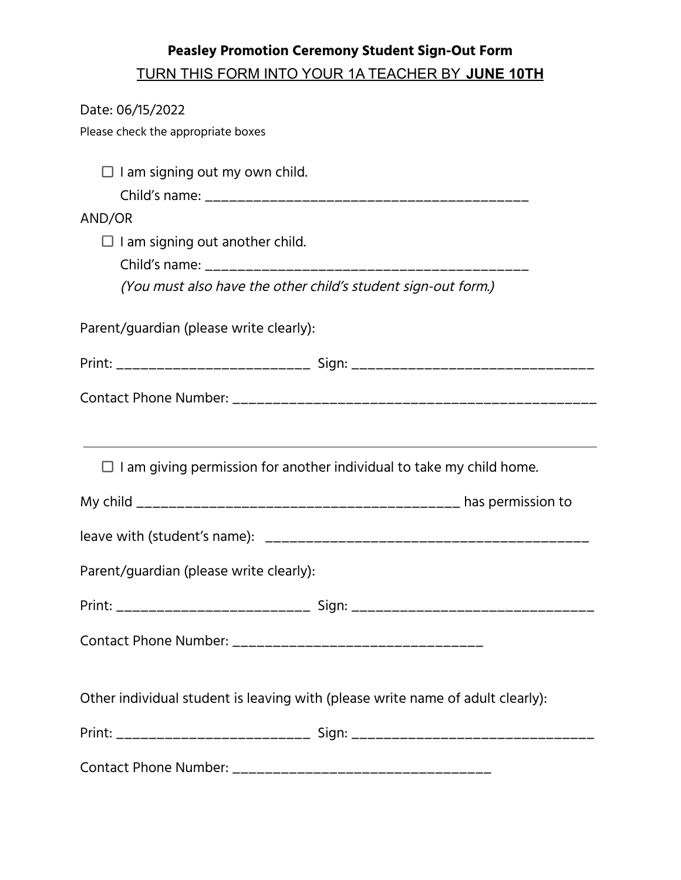**Peasley Promotion Ceremony Student Sign-Out Form**

TURN THIS FORM INTO YOUR 1A TEACHER BY **JUNE 10TH**

Date: 06/15/2022

Please check the appropriate boxes

☐ I am signing out my own child.

Child's name: ___________________________________________

AND/OR

☐ I am signing out another child.

Child's name: ___________________________________________

*(You must also have the other child's student sign-out form.)*

Parent/guardian (please write clearly):

Print: __________________________ Sign: ________________________________

Contact Phone Number: ________________________________________________

---

☐ I am giving permission for another individual to take my child home.

My child ____________________________________________ has permission to

leave with (student's name): ___________________________________________

Parent/guardian (please write clearly):

Print: __________________________ Sign: ________________________________

Contact Phone Number: _________________________________

Other individual student is leaving with (please write name of adult clearly):

Print: __________________________ Sign: ________________________________

Contact Phone Number: __________________________________